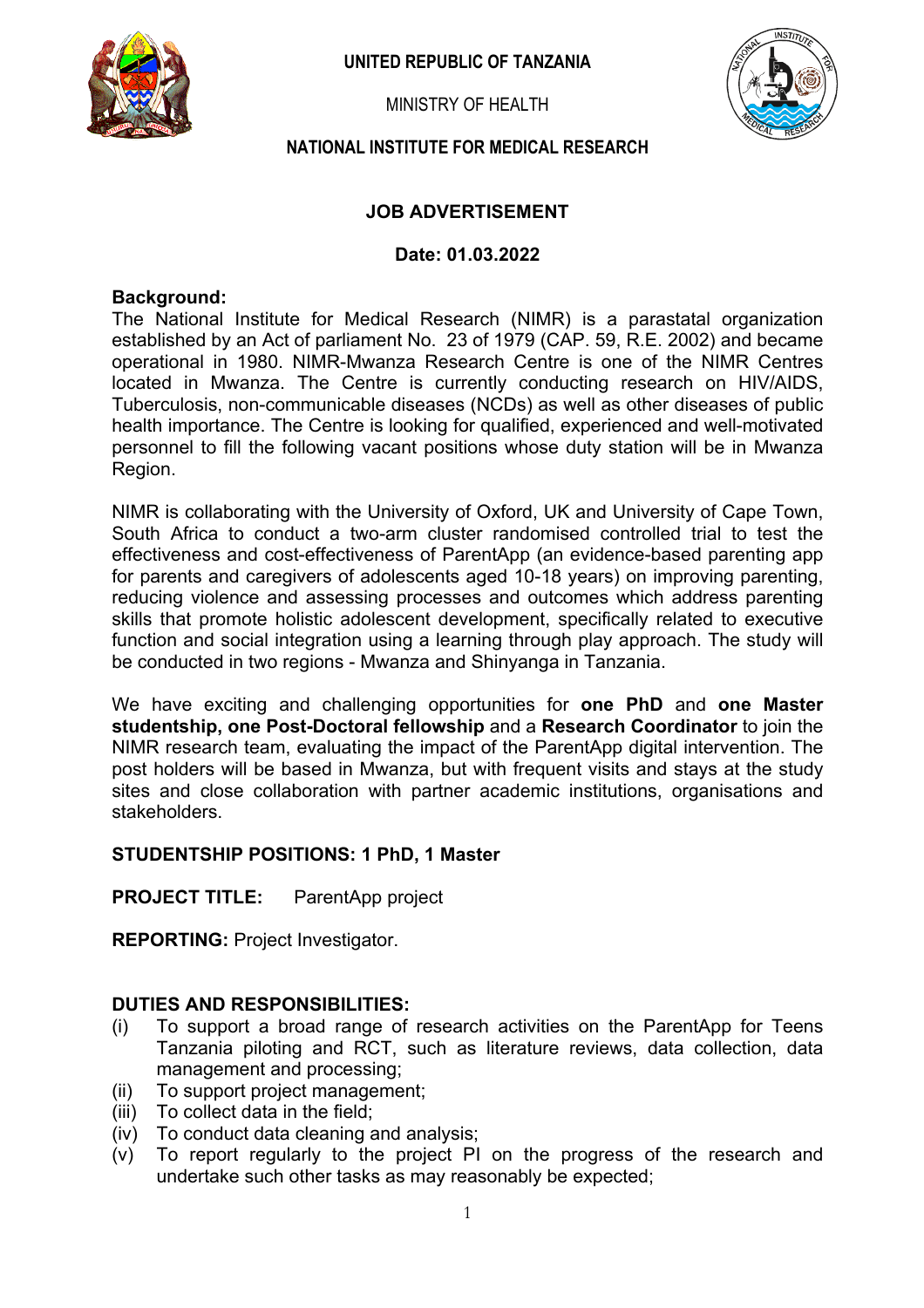**UNITED REPUBLIC OF TANZANIA**

MINISTRY OF HEALTH

**NATIONAL INSTITUTE FOR MEDICAL RESEARCH**

# JOB ADVERTISEMENT

**Date: 01.03.2022**

**Background:**

The National Institute for Medical Research (NIMR) is a parastatal organization established by an Act of parliament No. 23 of 1979 (CAP. 59, R.E. 2002) and became operational in 1980. NIMR-Mwanza Research Centre is one of the NIMR Centres located in Mwanza. The Centre is currently conducting research on HIV/AIDS, Tuberculosis, non-communicable diseases (NCDs) as well as other diseases of public health importance. The Centre is looking for qualified, experienced and well-motivated personnel to fill the following vacant positions whose duty station will be in Mwanza Region.

NIMR is collaborating with the University of Oxford, UK and University of Cape Town, South Africa to conduct a two-arm cluster randomised controlled trial to test the effectiveness and cost-effectiveness of ParentApp (an evidence-based parenting app for parents and caregivers of adolescents aged 10-18 years) on improving parenting, reducing violence and assessing processes and outcomes which address parenting skills that promote holistic adolescent development, specifically related to executive function and social integration using a learning through play approach. The study will be conducted in two regions - Mwanza and Shinyanga in Tanzania.

We have exciting and challenging opportunities for **one PhD** and **one Master studentship, one Post-Doctoral fellowship** and a **Research Coordinator** to join the NIMR research team, evaluating the impact of the ParentApp digital intervention. The post holders will be based in Mwanza, but with frequent visits and stays at the study sites and close collaboration with partner academic institutions, organisations and stakeholders.

**STUDENTSHIP POSITIONS: 1 PhD, 1 Master**

**PROJECT TITLE:** ParentApp project

**REPORTING:** Project Investigator.

**DUTIES AND RESPONSIBILITIES:**

- (i) To support a broad range of research activities on the ParentApp for Teens Tanzania piloting and RCT, such as literature reviews, data collection, data management and processing;
- (ii) To support project management;
- (iii) To collect data in the field;
- (iv) To conduct data cleaning and analysis;
- (v) To report regularly to the project PI on the progress of the research and undertake such other tasks as may reasonably be expected;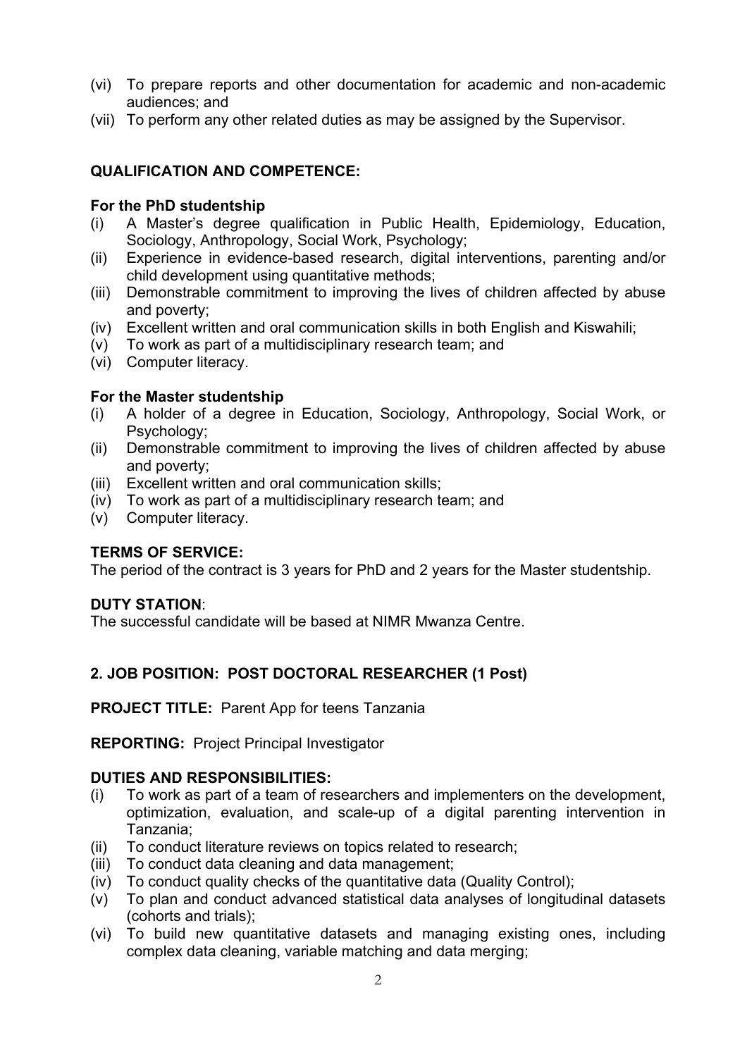(vi) To prepare reports and other documentation for academic and non-academic audiences; and
(vii) To perform any other related duties as may be assigned by the Supervisor.

**QUALIFICATION AND COMPETENCE:**

**For the PhD studentship**

(i) A Master's degree qualification in Public Health, Epidemiology, Education, Sociology, Anthropology, Social Work, Psychology;
(ii) Experience in evidence-based research, digital interventions, parenting and/or child development using quantitative methods;
(iii) Demonstrable commitment to improving the lives of children affected by abuse and poverty;
(iv) Excellent written and oral communication skills in both English and Kiswahili;
(v) To work as part of a multidisciplinary research team; and
(vi) Computer literacy.

**For the Master studentship**

(i) A holder of a degree in Education, Sociology, Anthropology, Social Work, or Psychology;
(ii) Demonstrable commitment to improving the lives of children affected by abuse and poverty;
(iii) Excellent written and oral communication skills;
(iv) To work as part of a multidisciplinary research team; and
(v) Computer literacy.

**TERMS OF SERVICE:**

The period of the contract is 3 years for PhD and 2 years for the Master studentship.

**DUTY STATION**:

The successful candidate will be based at NIMR Mwanza Centre.

## 2. JOB POSITION: POST DOCTORAL RESEARCHER (1 Post)

**PROJECT TITLE:** Parent App for teens Tanzania

**REPORTING:** Project Principal Investigator

**DUTIES AND RESPONSIBILITIES:**

(i) To work as part of a team of researchers and implementers on the development, optimization, evaluation, and scale-up of a digital parenting intervention in Tanzania;
(ii) To conduct literature reviews on topics related to research;
(iii) To conduct data cleaning and data management;
(iv) To conduct quality checks of the quantitative data (Quality Control);
(v) To plan and conduct advanced statistical data analyses of longitudinal datasets (cohorts and trials);
(vi) To build new quantitative datasets and managing existing ones, including complex data cleaning, variable matching and data merging;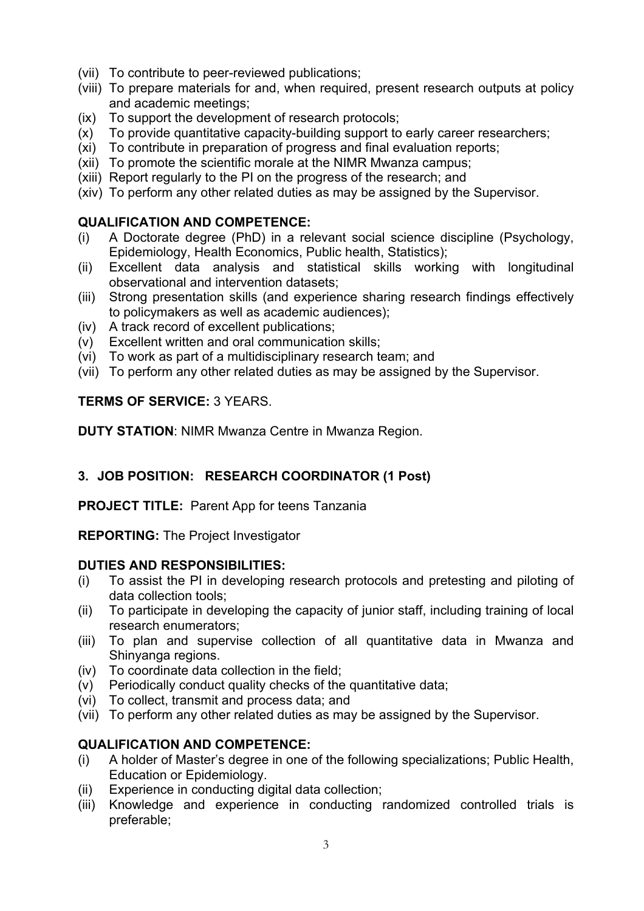(vii) To contribute to peer-reviewed publications;
(viii) To prepare materials for and, when required, present research outputs at policy and academic meetings;
(ix) To support the development of research protocols;
(x) To provide quantitative capacity-building support to early career researchers;
(xi) To contribute in preparation of progress and final evaluation reports;
(xii) To promote the scientific morale at the NIMR Mwanza campus;
(xiii) Report regularly to the PI on the progress of the research; and
(xiv) To perform any other related duties as may be assigned by the Supervisor.

**QUALIFICATION AND COMPETENCE:**

(i) A Doctorate degree (PhD) in a relevant social science discipline (Psychology, Epidemiology, Health Economics, Public health, Statistics);
(ii) Excellent data analysis and statistical skills working with longitudinal observational and intervention datasets;
(iii) Strong presentation skills (and experience sharing research findings effectively to policymakers as well as academic audiences);
(iv) A track record of excellent publications;
(v) Excellent written and oral communication skills;
(vi) To work as part of a multidisciplinary research team; and
(vii) To perform any other related duties as may be assigned by the Supervisor.

**TERMS OF SERVICE:** 3 YEARS.

**DUTY STATION**: NIMR Mwanza Centre in Mwanza Region.

**3. JOB POSITION: RESEARCH COORDINATOR (1 Post)**

**PROJECT TITLE:** Parent App for teens Tanzania

**REPORTING:** The Project Investigator

**DUTIES AND RESPONSIBILITIES:**

(i) To assist the PI in developing research protocols and pretesting and piloting of data collection tools;
(ii) To participate in developing the capacity of junior staff, including training of local research enumerators;
(iii) To plan and supervise collection of all quantitative data in Mwanza and Shinyanga regions.
(iv) To coordinate data collection in the field;
(v) Periodically conduct quality checks of the quantitative data;
(vi) To collect, transmit and process data; and
(vii) To perform any other related duties as may be assigned by the Supervisor.

**QUALIFICATION AND COMPETENCE:**

(i) A holder of Master's degree in one of the following specializations; Public Health, Education or Epidemiology.
(ii) Experience in conducting digital data collection;
(iii) Knowledge and experience in conducting randomized controlled trials is preferable;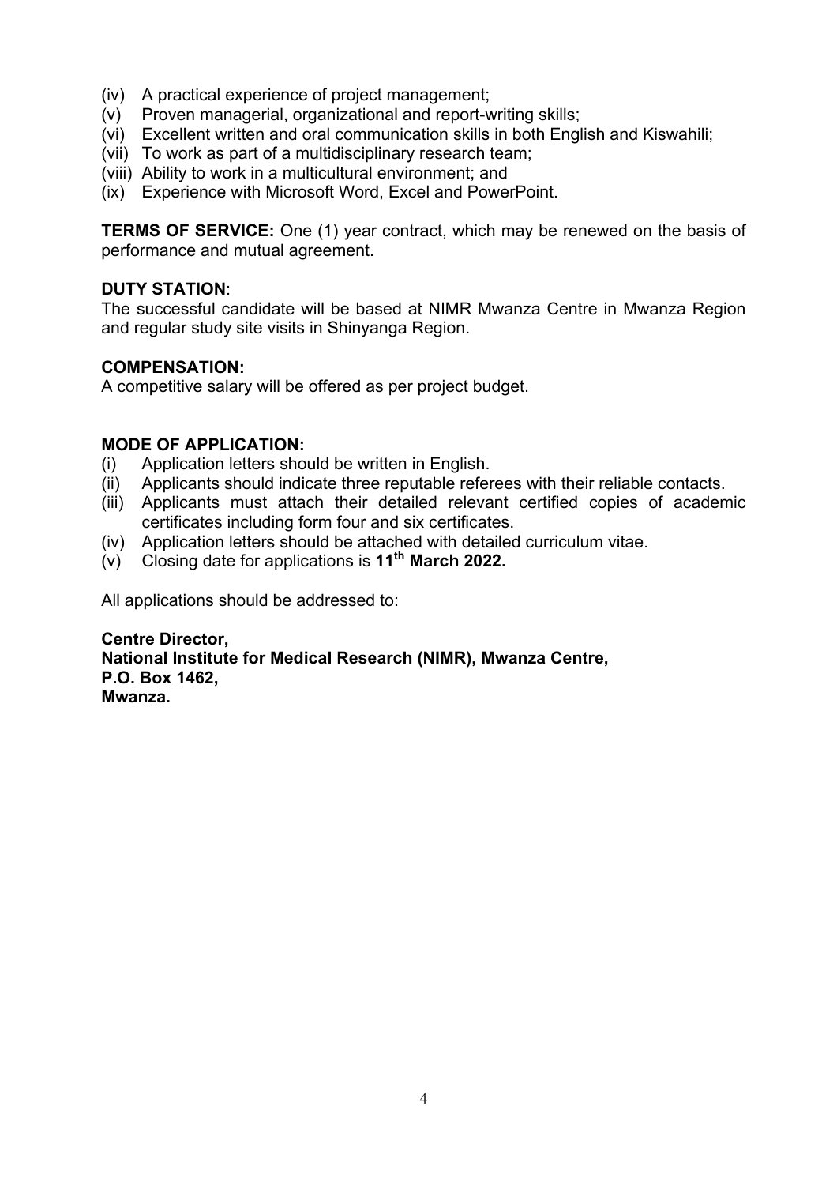(iv) A practical experience of project management;
(v) Proven managerial, organizational and report-writing skills;
(vi) Excellent written and oral communication skills in both English and Kiswahili;
(vii) To work as part of a multidisciplinary research team;
(viii) Ability to work in a multicultural environment; and
(ix) Experience with Microsoft Word, Excel and PowerPoint.

**TERMS OF SERVICE:** One (1) year contract, which may be renewed on the basis of performance and mutual agreement.

**DUTY STATION**:
The successful candidate will be based at NIMR Mwanza Centre in Mwanza Region and regular study site visits in Shinyanga Region.

**COMPENSATION:**
A competitive salary will be offered as per project budget.

**MODE OF APPLICATION:**
(i) Application letters should be written in English.
(ii) Applicants should indicate three reputable referees with their reliable contacts.
(iii) Applicants must attach their detailed relevant certified copies of academic certificates including form four and six certificates.
(iv) Application letters should be attached with detailed curriculum vitae.
(v) Closing date for applications is **11th March 2022.**

All applications should be addressed to:

**Centre Director,**
**National Institute for Medical Research (NIMR), Mwanza Centre,**
**P.O. Box 1462,**
**Mwanza.**